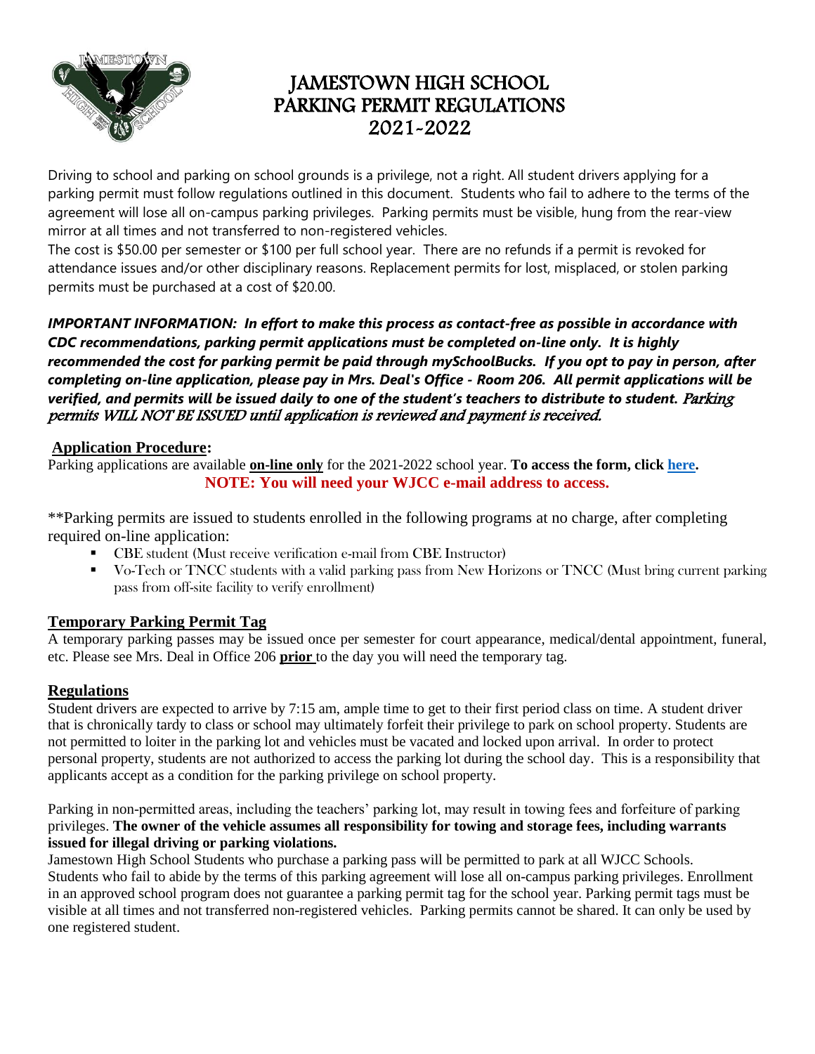# JAMESTOWN HIGH SCHOOL PARKING PERMIT REGULATIONS 2021-2022

Driving to school and parking on school grounds is a privilege, not a right. All student drivers applying for a parking permit must follow regulations outlined in this document. Students who fail to adhere to the terms of the agreement will lose all on-campus parking privileges. Parking permits must be visible, hung from the rear-view mirror at all times and not transferred to non-registered vehicles.

The cost is $50.00 per semester or $100 per full school year. There are no refunds if a permit is revoked for attendance issues and/or other disciplinary reasons. Replacement permits for lost, misplaced, or stolen parking permits must be purchased at a cost of $20.00.

***IMPORTANT INFORMATION: In effort to make this process as contact-free as possible in accordance with CDC recommendations, parking permit applications must be completed on-line only. It is highly recommended the cost for parking permit be paid through mySchoolBucks. If you opt to pay in person, after completing on-line application, please pay in Mrs. Deal's Office - Room 206. All permit applications will be verified, and permits will be issued daily to one of the student's teachers to distribute to student.*** *Parking permits WILL NOT BE ISSUED until application is reviewed and payment is received.*

## Application Procedure:

Parking applications are available **on-line only** for the 2021-2022 school year. **To access the form, click here.**

**NOTE: You will need your WJCC e-mail address to access.**

**Parking permits are issued to students enrolled in the following programs at no charge, after completing required on-line application:

- CBE student (Must receive verification e-mail from CBE Instructor)
- Vo-Tech or TNCC students with a valid parking pass from New Horizons or TNCC (Must bring current parking pass from off-site facility to verify enrollment)

## Temporary Parking Permit Tag

A temporary parking passes may be issued once per semester for court appearance, medical/dental appointment, funeral, etc. Please see Mrs. Deal in Office 206 **prior** to the day you will need the temporary tag.

## Regulations

Student drivers are expected to arrive by 7:15 am, ample time to get to their first period class on time. A student driver that is chronically tardy to class or school may ultimately forfeit their privilege to park on school property. Students are not permitted to loiter in the parking lot and vehicles must be vacated and locked upon arrival. In order to protect personal property, students are not authorized to access the parking lot during the school day. This is a responsibility that applicants accept as a condition for the parking privilege on school property.

Parking in non-permitted areas, including the teachers' parking lot, may result in towing fees and forfeiture of parking privileges. **The owner of the vehicle assumes all responsibility for towing and storage fees, including warrants issued for illegal driving or parking violations.**

Jamestown High School Students who purchase a parking pass will be permitted to park at all WJCC Schools. Students who fail to abide by the terms of this parking agreement will lose all on-campus parking privileges. Enrollment in an approved school program does not guarantee a parking permit tag for the school year. Parking permit tags must be visible at all times and not transferred non-registered vehicles. Parking permits cannot be shared. It can only be used by one registered student.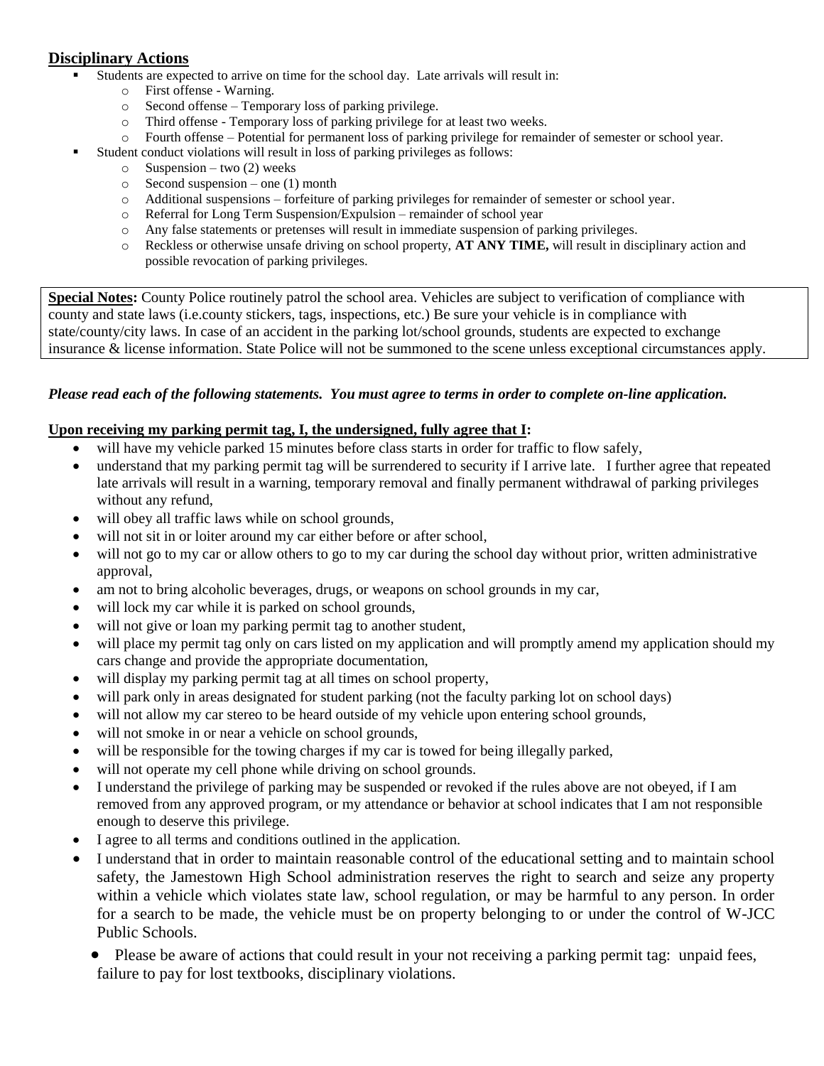## Disciplinary Actions

- Students are expected to arrive on time for the school day. Late arrivals will result in:
  - First offense - Warning.
  - Second offense – Temporary loss of parking privilege.
  - Third offense - Temporary loss of parking privilege for at least two weeks.
  - Fourth offense – Potential for permanent loss of parking privilege for remainder of semester or school year.
- Student conduct violations will result in loss of parking privileges as follows:
  - Suspension – two (2) weeks
  - Second suspension – one (1) month
  - Additional suspensions – forfeiture of parking privileges for remainder of semester or school year.
  - Referral for Long Term Suspension/Expulsion – remainder of school year
  - Any false statements or pretenses will result in immediate suspension of parking privileges.
  - Reckless or otherwise unsafe driving on school property, **AT ANY TIME,** will result in disciplinary action and possible revocation of parking privileges.

**Special Notes:** County Police routinely patrol the school area. Vehicles are subject to verification of compliance with county and state laws (i.e.county stickers, tags, inspections, etc.) Be sure your vehicle is in compliance with state/county/city laws. In case of an accident in the parking lot/school grounds, students are expected to exchange insurance & license information. State Police will not be summoned to the scene unless exceptional circumstances apply.

***Please read each of the following statements. You must agree to terms in order to complete on-line application.***

**Upon receiving my parking permit tag, I, the undersigned, fully agree that I:**

- will have my vehicle parked 15 minutes before class starts in order for traffic to flow safely,
- understand that my parking permit tag will be surrendered to security if I arrive late. I further agree that repeated late arrivals will result in a warning, temporary removal and finally permanent withdrawal of parking privileges without any refund,
- will obey all traffic laws while on school grounds,
- will not sit in or loiter around my car either before or after school,
- will not go to my car or allow others to go to my car during the school day without prior, written administrative approval,
- am not to bring alcoholic beverages, drugs, or weapons on school grounds in my car,
- will lock my car while it is parked on school grounds,
- will not give or loan my parking permit tag to another student,
- will place my permit tag only on cars listed on my application and will promptly amend my application should my cars change and provide the appropriate documentation,
- will display my parking permit tag at all times on school property,
- will park only in areas designated for student parking (not the faculty parking lot on school days)
- will not allow my car stereo to be heard outside of my vehicle upon entering school grounds,
- will not smoke in or near a vehicle on school grounds,
- will be responsible for the towing charges if my car is towed for being illegally parked,
- will not operate my cell phone while driving on school grounds.
- I understand the privilege of parking may be suspended or revoked if the rules above are not obeyed, if I am removed from any approved program, or my attendance or behavior at school indicates that I am not responsible enough to deserve this privilege.
- I agree to all terms and conditions outlined in the application.
- I understand that in order to maintain reasonable control of the educational setting and to maintain school safety, the Jamestown High School administration reserves the right to search and seize any property within a vehicle which violates state law, school regulation, or may be harmful to any person. In order for a search to be made, the vehicle must be on property belonging to or under the control of W-JCC Public Schools.
  - Please be aware of actions that could result in your not receiving a parking permit tag: unpaid fees, failure to pay for lost textbooks, disciplinary violations.